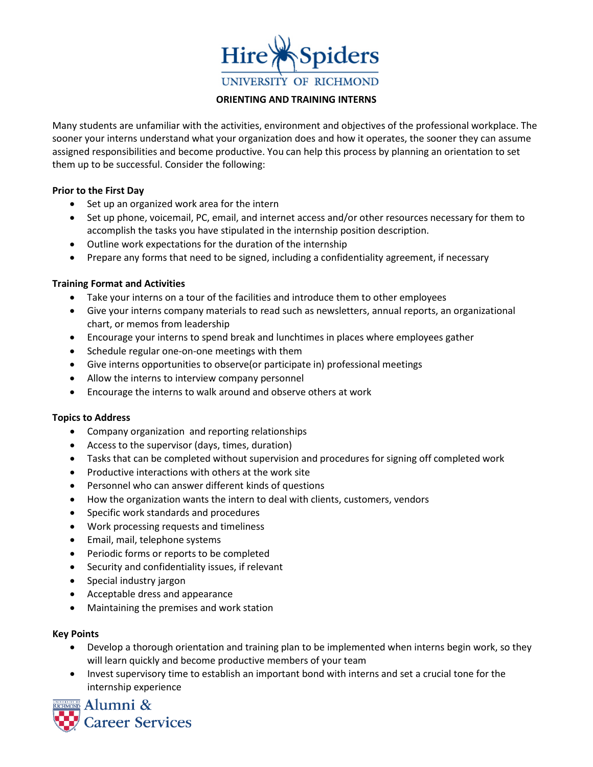Hire Spiders
UNIVERSITY OF RICHMOND

# ORIENTING AND TRAINING INTERNS

Many students are unfamiliar with the activities, environment and objectives of the professional workplace. The sooner your interns understand what your organization does and how it operates, the sooner they can assume assigned responsibilities and become productive. You can help this process by planning an orientation to set them up to be successful. Consider the following:

## Prior to the First Day

- Set up an organized work area for the intern
- Set up phone, voicemail, PC, email, and internet access and/or other resources necessary for them to accomplish the tasks you have stipulated in the internship position description.
- Outline work expectations for the duration of the internship
- Prepare any forms that need to be signed, including a confidentiality agreement, if necessary

## Training Format and Activities

- Take your interns on a tour of the facilities and introduce them to other employees
- Give your interns company materials to read such as newsletters, annual reports, an organizational chart, or memos from leadership
- Encourage your interns to spend break and lunchtimes in places where employees gather
- Schedule regular one-on-one meetings with them
- Give interns opportunities to observe(or participate in) professional meetings
- Allow the interns to interview company personnel
- Encourage the interns to walk around and observe others at work

## Topics to Address

- Company organization and reporting relationships
- Access to the supervisor (days, times, duration)
- Tasks that can be completed without supervision and procedures for signing off completed work
- Productive interactions with others at the work site
- Personnel who can answer different kinds of questions
- How the organization wants the intern to deal with clients, customers, vendors
- Specific work standards and procedures
- Work processing requests and timeliness
- Email, mail, telephone systems
- Periodic forms or reports to be completed
- Security and confidentiality issues, if relevant
- Special industry jargon
- Acceptable dress and appearance
- Maintaining the premises and work station

## Key Points

- Develop a thorough orientation and training plan to be implemented when interns begin work, so they will learn quickly and become productive members of your team
- Invest supervisory time to establish an important bond with interns and set a crucial tone for the internship experience

Alumni & Career Services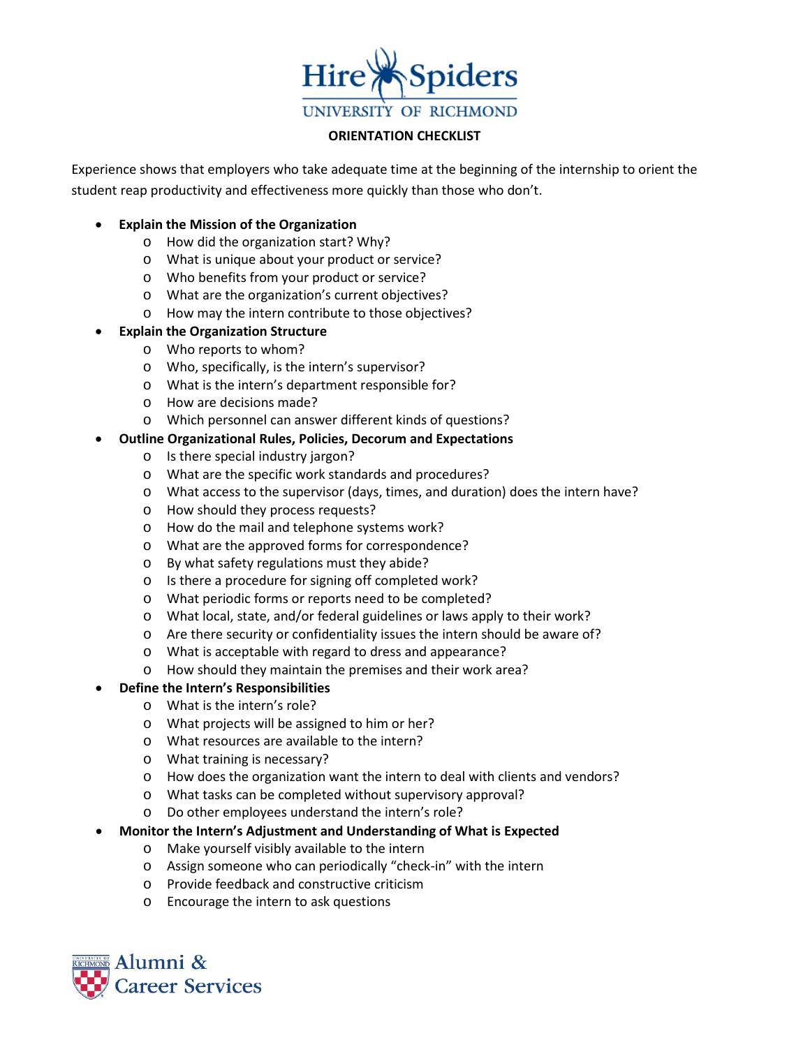# ORIENTATION CHECKLIST

Experience shows that employers who take adequate time at the beginning of the internship to orient the student reap productivity and effectiveness more quickly than those who don't.

- **Explain the Mission of the Organization**
  - How did the organization start? Why?
  - What is unique about your product or service?
  - Who benefits from your product or service?
  - What are the organization's current objectives?
  - How may the intern contribute to those objectives?
- **Explain the Organization Structure**
  - Who reports to whom?
  - Who, specifically, is the intern's supervisor?
  - What is the intern's department responsible for?
  - How are decisions made?
  - Which personnel can answer different kinds of questions?
- **Outline Organizational Rules, Policies, Decorum and Expectations**
  - Is there special industry jargon?
  - What are the specific work standards and procedures?
  - What access to the supervisor (days, times, and duration) does the intern have?
  - How should they process requests?
  - How do the mail and telephone systems work?
  - What are the approved forms for correspondence?
  - By what safety regulations must they abide?
  - Is there a procedure for signing off completed work?
  - What periodic forms or reports need to be completed?
  - What local, state, and/or federal guidelines or laws apply to their work?
  - Are there security or confidentiality issues the intern should be aware of?
  - What is acceptable with regard to dress and appearance?
  - How should they maintain the premises and their work area?
- **Define the Intern's Responsibilities**
  - What is the intern's role?
  - What projects will be assigned to him or her?
  - What resources are available to the intern?
  - What training is necessary?
  - How does the organization want the intern to deal with clients and vendors?
  - What tasks can be completed without supervisory approval?
  - Do other employees understand the intern's role?
- **Monitor the Intern's Adjustment and Understanding of What is Expected**
  - Make yourself visibly available to the intern
  - Assign someone who can periodically "check-in" with the intern
  - Provide feedback and constructive criticism
  - Encourage the intern to ask questions